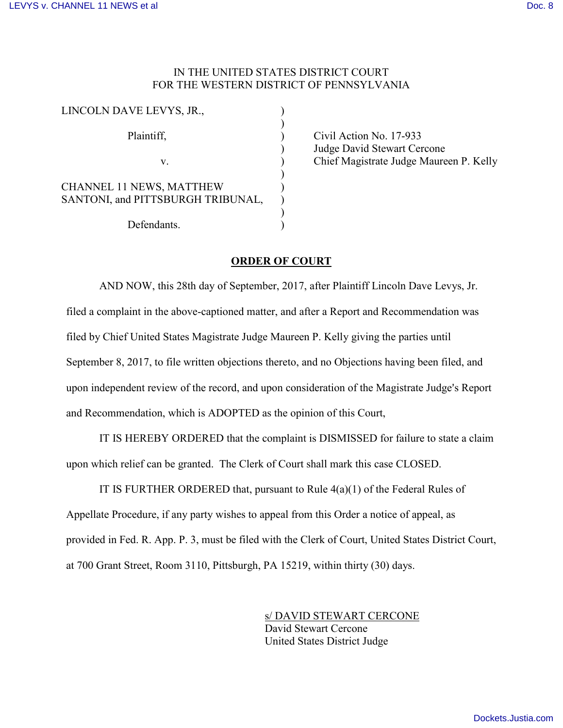IN THE UNITED STATES DISTRICT COURT
FOR THE WESTERN DISTRICT OF PENNSYLVANIA

| | | |
|---|---|---|
| LINCOLN DAVE LEVYS, JR., | ) | |
| | ) | |
| Plaintiff, | ) | Civil Action No. 17-933 |
| | ) | Judge David Stewart Cercone |
| v. | ) | Chief Magistrate Judge Maureen P. Kelly |
| | ) | |
| CHANNEL 11 NEWS, MATTHEW SANTONI, and PITTSBURGH TRIBUNAL, | ) | |
| | ) | |
| Defendants. | ) | |

**ORDER OF COURT**

AND NOW, this 28th day of September, 2017, after Plaintiff Lincoln Dave Levys, Jr. filed a complaint in the above-captioned matter, and after a Report and Recommendation was filed by Chief United States Magistrate Judge Maureen P. Kelly giving the parties until September 8, 2017, to file written objections thereto, and no Objections having been filed, and upon independent review of the record, and upon consideration of the Magistrate Judge's Report and Recommendation, which is ADOPTED as the opinion of this Court,

IT IS HEREBY ORDERED that the complaint is DISMISSED for failure to state a claim upon which relief can be granted. The Clerk of Court shall mark this case CLOSED.

IT IS FURTHER ORDERED that, pursuant to Rule 4(a)(1) of the Federal Rules of Appellate Procedure, if any party wishes to appeal from this Order a notice of appeal, as provided in Fed. R. App. P. 3, must be filed with the Clerk of Court, United States District Court, at 700 Grant Street, Room 3110, Pittsburgh, PA 15219, within thirty (30) days.

s/ DAVID STEWART CERCONE
David Stewart Cercone
United States District Judge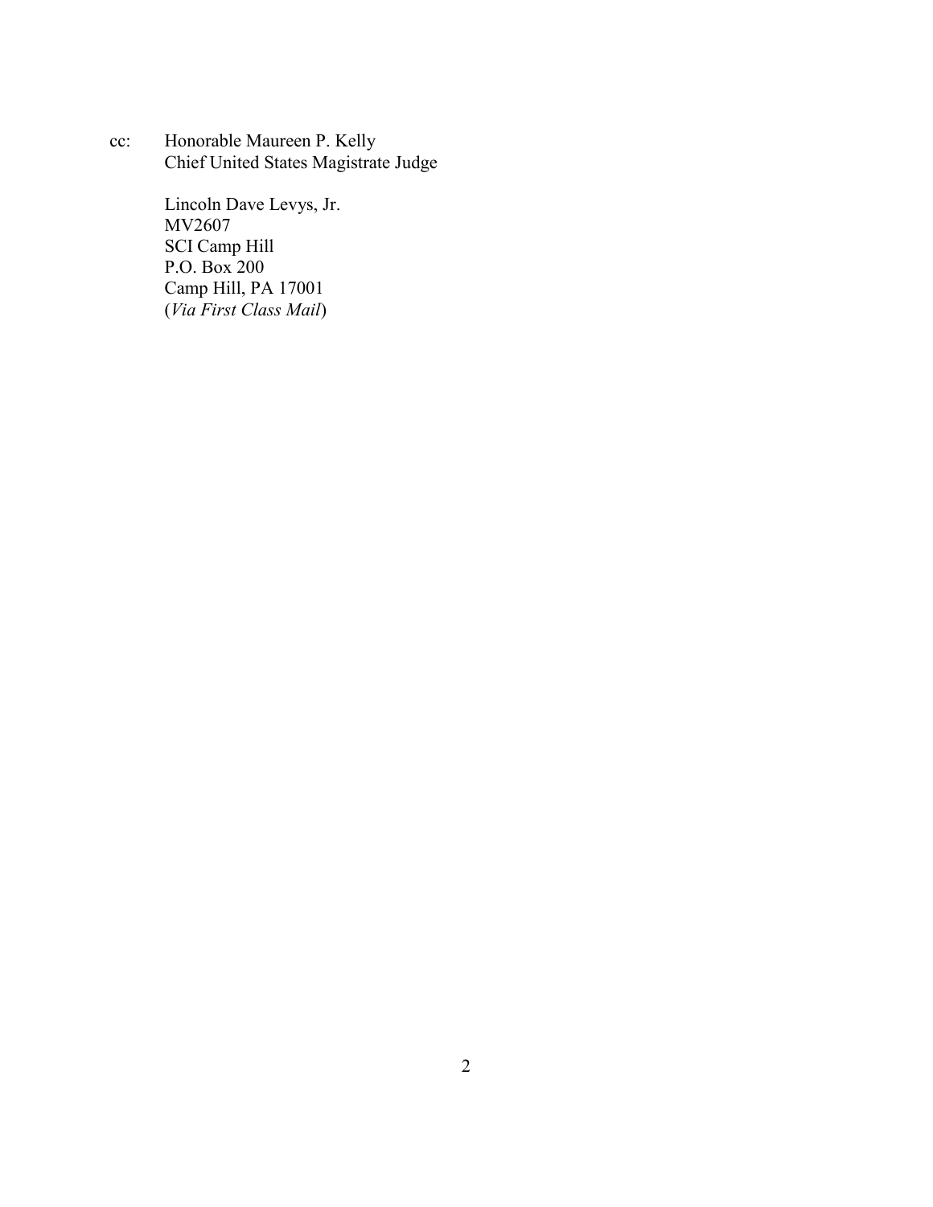cc: Honorable Maureen P. Kelly
Chief United States Magistrate Judge

Lincoln Dave Levys, Jr.
MV2607
SCI Camp Hill
P.O. Box 200
Camp Hill, PA 17001
(*Via First Class Mail*)